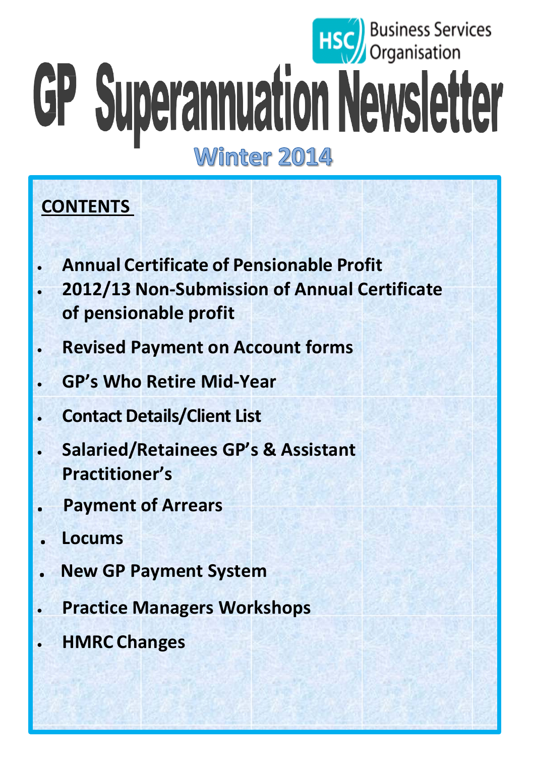HSC Business Services Organisation

# GP Superannuation Newsletter

## Winter 2014

**CONTENTS**

- **Annual Certificate of Pensionable Profit**
- **2012/13 Non-Submission of Annual Certificate of pensionable profit**
- **Revised Payment on Account forms**
- **GP's Who Retire Mid-Year**
- **Contact Details/Client List**
- **Salaried/Retainees GP's & Assistant Practitioner's**
- **Payment of Arrears**
- **Locums**
- **New GP Payment System**
- **Practice Managers Workshops**
- **HMRC Changes**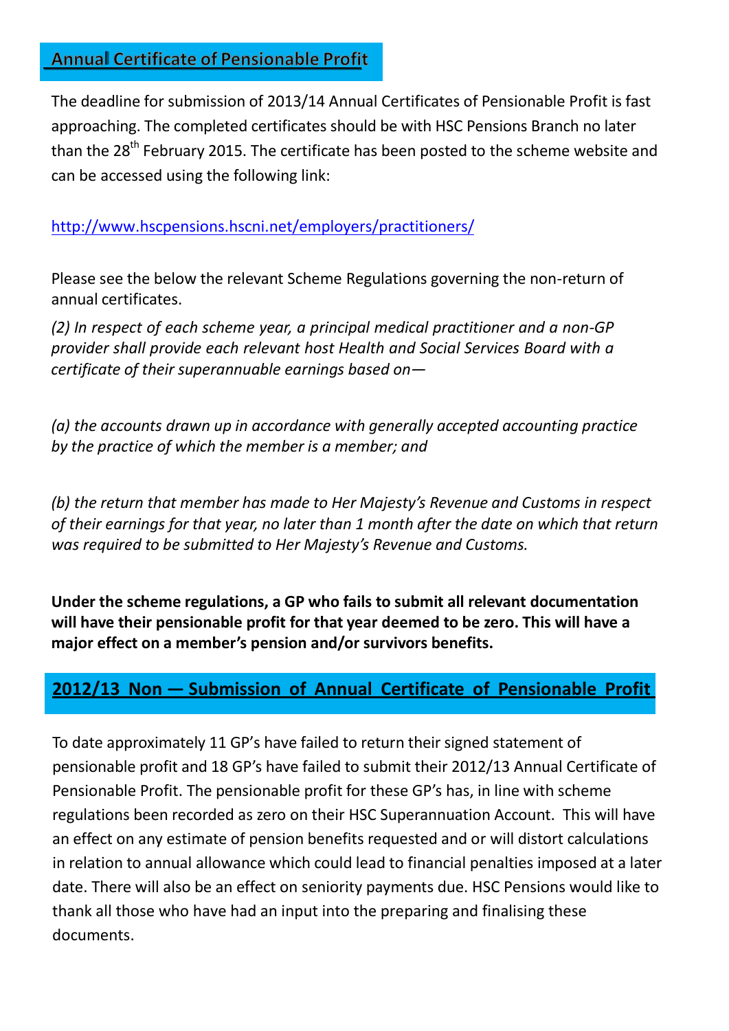## Annual Certificate of Pensionable Profit

The deadline for submission of 2013/14 Annual Certificates of Pensionable Profit is fast approaching. The completed certificates should be with HSC Pensions Branch no later than the 28th February 2015. The certificate has been posted to the scheme website and can be accessed using the following link:

http://www.hscpensions.hscni.net/employers/practitioners/

Please see the below the relevant Scheme Regulations governing the non-return of annual certificates.

*(2) In respect of each scheme year, a principal medical practitioner and a non-GP provider shall provide each relevant host Health and Social Services Board with a certificate of their superannuable earnings based on—*

*(a) the accounts drawn up in accordance with generally accepted accounting practice by the practice of which the member is a member; and*

*(b) the return that member has made to Her Majesty's Revenue and Customs in respect of their earnings for that year, no later than 1 month after the date on which that return was required to be submitted to Her Majesty's Revenue and Customs.*

**Under the scheme regulations, a GP who fails to submit all relevant documentation will have their pensionable profit for that year deemed to be zero. This will have a major effect on a member's pension and/or survivors benefits.**

## 2012/13 Non — Submission of Annual Certificate of Pensionable Profit

To date approximately 11 GP's have failed to return their signed statement of pensionable profit and 18 GP's have failed to submit their 2012/13 Annual Certificate of Pensionable Profit. The pensionable profit for these GP's has, in line with scheme regulations been recorded as zero on their HSC Superannuation Account. This will have an effect on any estimate of pension benefits requested and or will distort calculations in relation to annual allowance which could lead to financial penalties imposed at a later date. There will also be an effect on seniority payments due. HSC Pensions would like to thank all those who have had an input into the preparing and finalising these documents.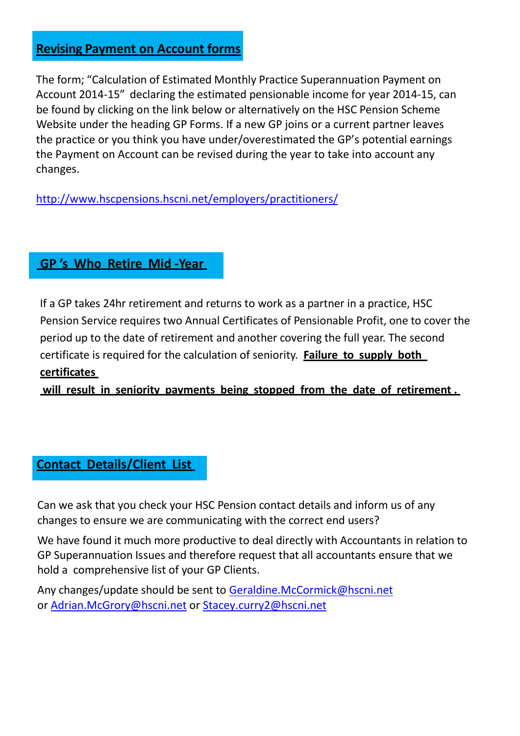## **Revising Payment on Account forms**

The form; "Calculation of Estimated Monthly Practice Superannuation Payment on Account 2014-15" declaring the estimated pensionable income for year 2014-15, can be found by clicking on the link below or alternatively on the HSC Pension Scheme Website under the heading GP Forms. If a new GP joins or a current partner leaves the practice or you think you have under/overestimated the GP's potential earnings the Payment on Account can be revised during the year to take into account any changes.

http://www.hscpensions.hscni.net/employers/practitioners/

## **GP 's Who Retire Mid -Year**

If a GP takes 24hr retirement and returns to work as a partner in a practice, HSC Pension Service requires two Annual Certificates of Pensionable Profit, one to cover the period up to the date of retirement and another covering the full year. The second certificate is required for the calculation of seniority. **Failure to supply both certificates will result in seniority payments being stopped from the date of retirement .**

## **Contact Details/Client List**

Can we ask that you check your HSC Pension contact details and inform us of any changes to ensure we are communicating with the correct end users?

We have found it much more productive to deal directly with Accountants in relation to GP Superannuation Issues and therefore request that all accountants ensure that we hold a comprehensive list of your GP Clients.

Any changes/update should be sent to Geraldine.McCormick@hscni.net or Adrian.McGrory@hscni.net or Stacey.curry2@hscni.net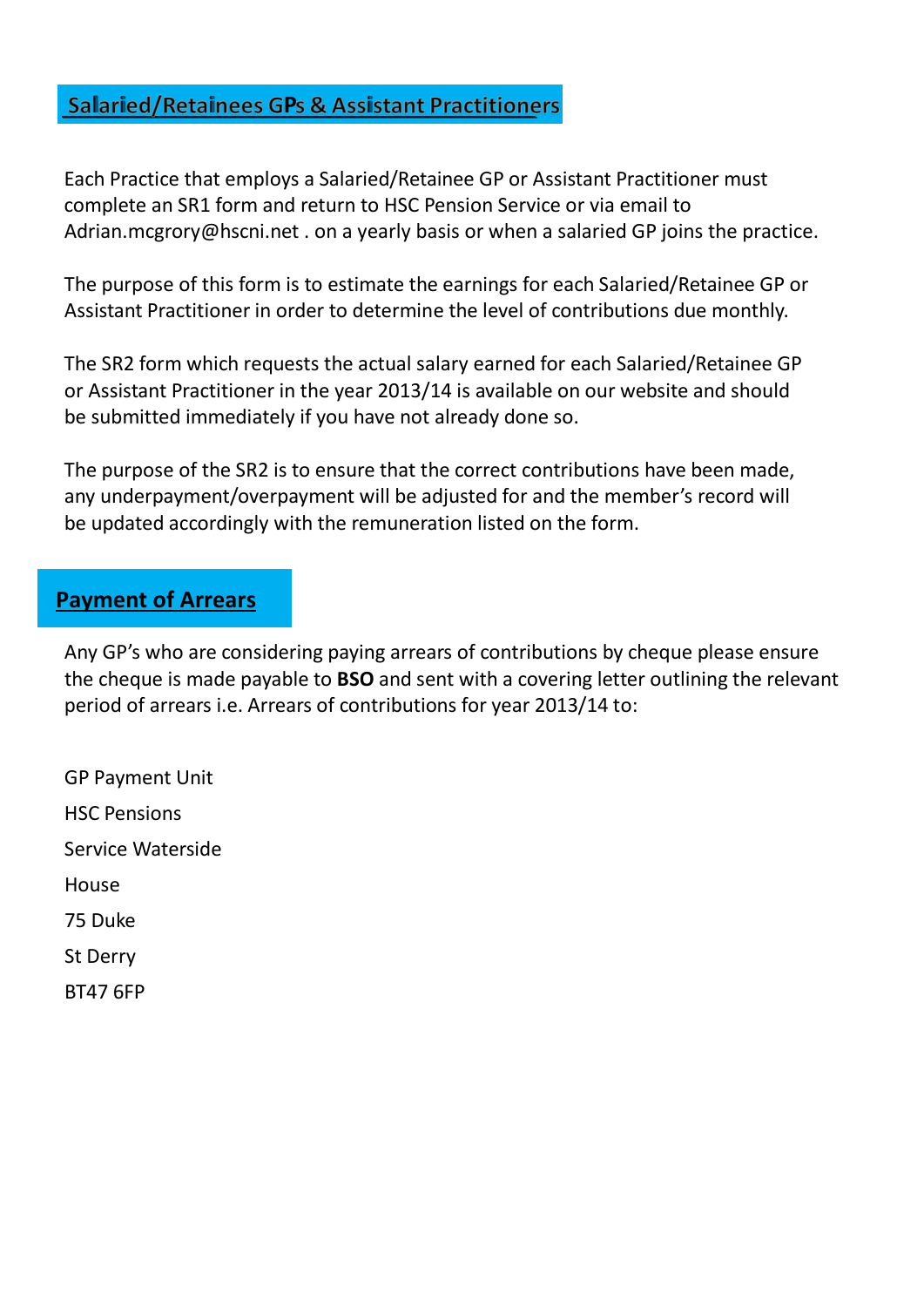## Salaried/Retainees GPs & Assistant Practitioners

Each Practice that employs a Salaried/Retainee GP or Assistant Practitioner must complete an SR1 form and return to HSC Pension Service or via email to Adrian.mcgrory@hscni.net . on a yearly basis or when a salaried GP joins the practice.

The purpose of this form is to estimate the earnings for each Salaried/Retainee GP or Assistant Practitioner in order to determine the level of contributions due monthly.

The SR2 form which requests the actual salary earned for each Salaried/Retainee GP or Assistant Practitioner in the year 2013/14 is available on our website and should be submitted immediately if you have not already done so.

The purpose of the SR2 is to ensure that the correct contributions have been made, any underpayment/overpayment will be adjusted for and the member's record will be updated accordingly with the remuneration listed on the form.

## Payment of Arrears

Any GP's who are considering paying arrears of contributions by cheque please ensure the cheque is made payable to **BSO** and sent with a covering letter outlining the relevant period of arrears i.e. Arrears of contributions for year 2013/14 to:

GP Payment Unit

HSC Pensions

Service Waterside

House

75 Duke

St Derry

BT47 6FP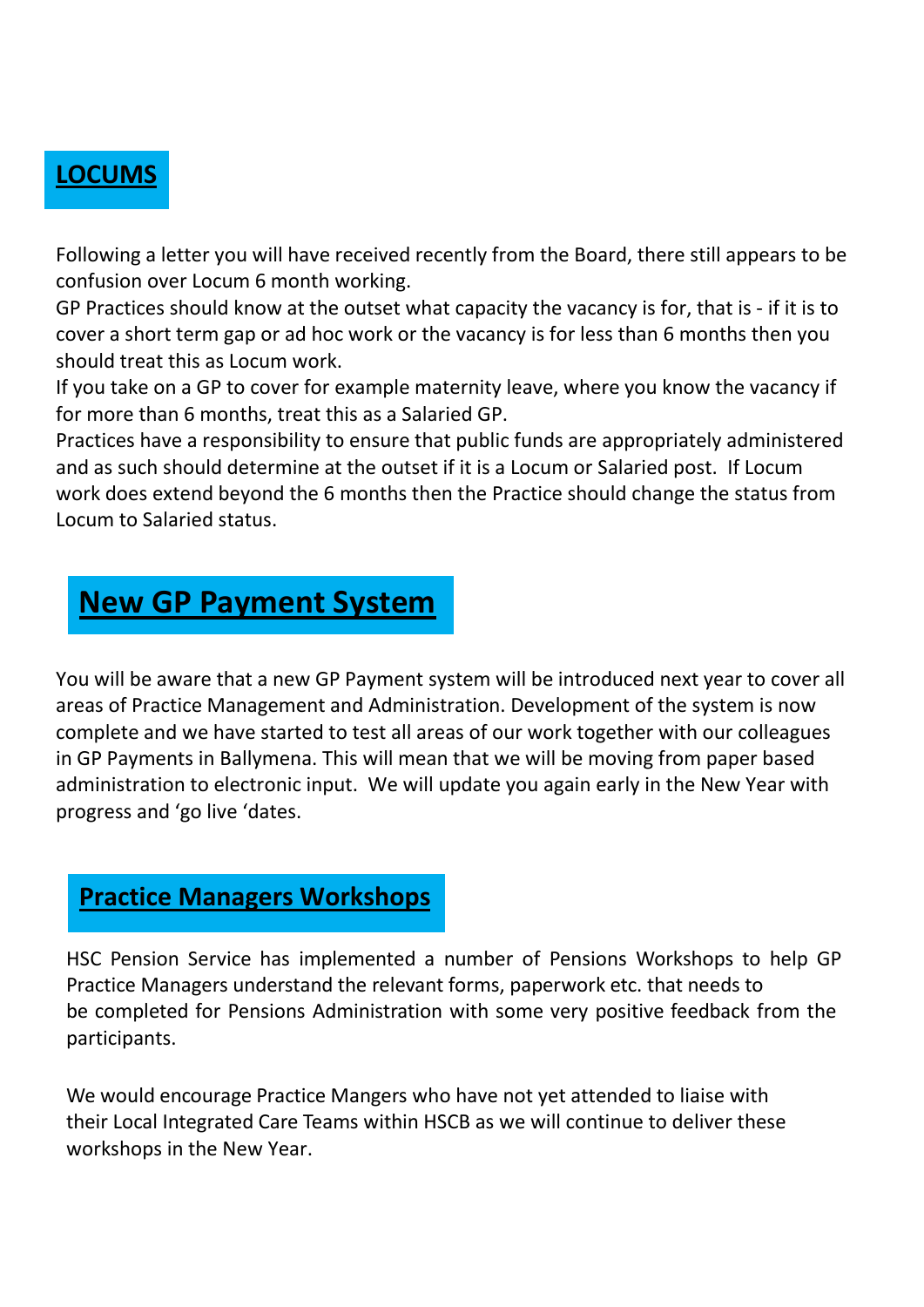## LOCUMS

Following a letter you will have received recently from the Board, there still appears to be confusion over Locum 6 month working.

GP Practices should know at the outset what capacity the vacancy is for, that is - if it is to cover a short term gap or ad hoc work or the vacancy is for less than 6 months then you should treat this as Locum work.

If you take on a GP to cover for example maternity leave, where you know the vacancy if for more than 6 months, treat this as a Salaried GP.

Practices have a responsibility to ensure that public funds are appropriately administered and as such should determine at the outset if it is a Locum or Salaried post. If Locum work does extend beyond the 6 months then the Practice should change the status from Locum to Salaried status.

## New GP Payment System

You will be aware that a new GP Payment system will be introduced next year to cover all areas of Practice Management and Administration. Development of the system is now complete and we have started to test all areas of our work together with our colleagues in GP Payments in Ballymena. This will mean that we will be moving from paper based administration to electronic input. We will update you again early in the New Year with progress and 'go live 'dates.

## Practice Managers Workshops

HSC Pension Service has implemented a number of Pensions Workshops to help GP Practice Managers understand the relevant forms, paperwork etc. that needs to be completed for Pensions Administration with some very positive feedback from the participants.

We would encourage Practice Mangers who have not yet attended to liaise with their Local Integrated Care Teams within HSCB as we will continue to deliver these workshops in the New Year.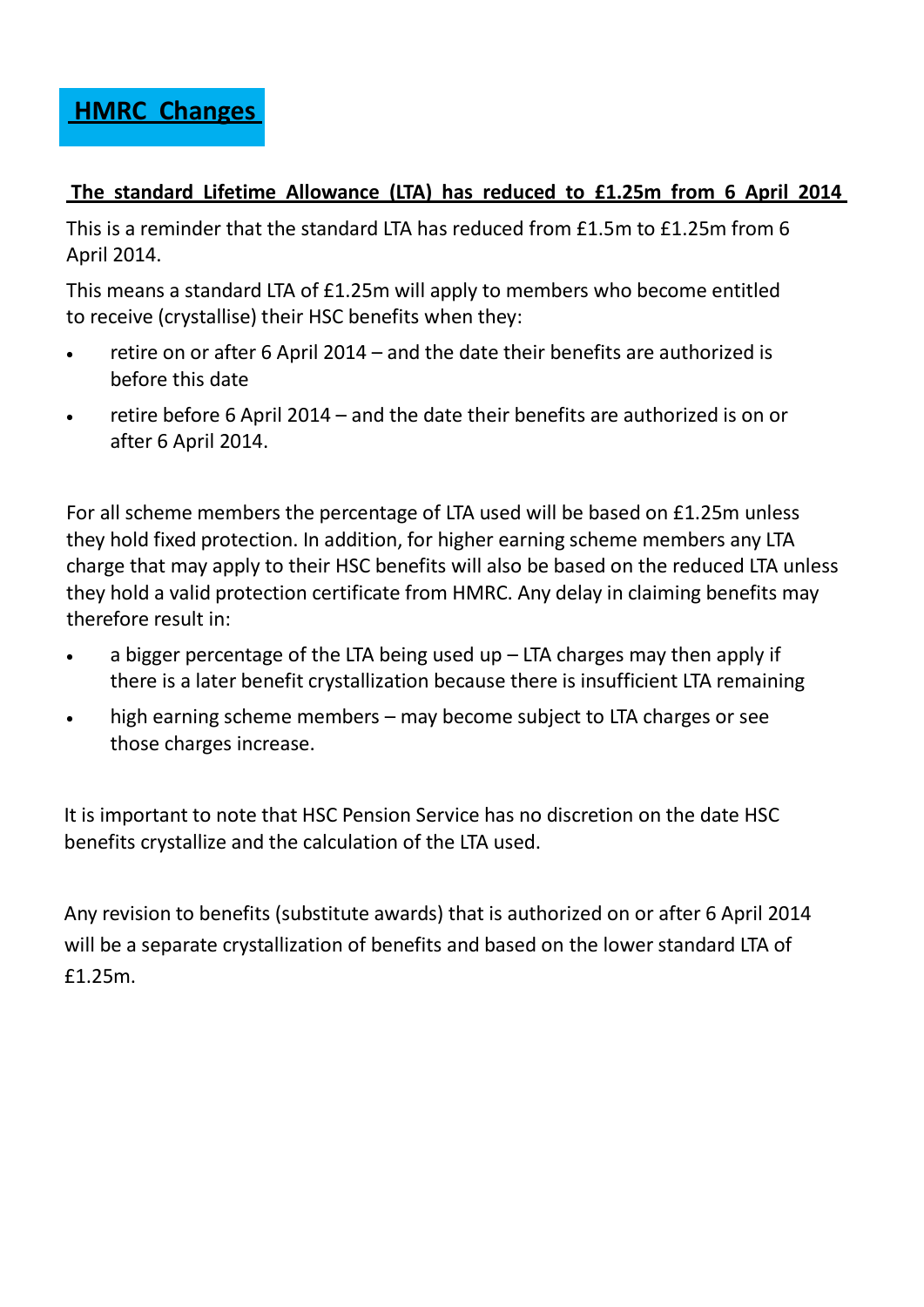# HMRC Changes

## The standard Lifetime Allowance (LTA) has reduced to £1.25m from 6 April 2014

This is a reminder that the standard LTA has reduced from £1.5m to £1.25m from 6 April 2014.

This means a standard LTA of £1.25m will apply to members who become entitled to receive (crystallise) their HSC benefits when they:

- retire on or after 6 April 2014 – and the date their benefits are authorized is before this date
- retire before 6 April 2014 – and the date their benefits are authorized is on or after 6 April 2014.

For all scheme members the percentage of LTA used will be based on £1.25m unless they hold fixed protection. In addition, for higher earning scheme members any LTA charge that may apply to their HSC benefits will also be based on the reduced LTA unless they hold a valid protection certificate from HMRC. Any delay in claiming benefits may therefore result in:

- a bigger percentage of the LTA being used up – LTA charges may then apply if there is a later benefit crystallization because there is insufficient LTA remaining
- high earning scheme members – may become subject to LTA charges or see those charges increase.

It is important to note that HSC Pension Service has no discretion on the date HSC benefits crystallize and the calculation of the LTA used.

Any revision to benefits (substitute awards) that is authorized on or after 6 April 2014 will be a separate crystallization of benefits and based on the lower standard LTA of £1.25m.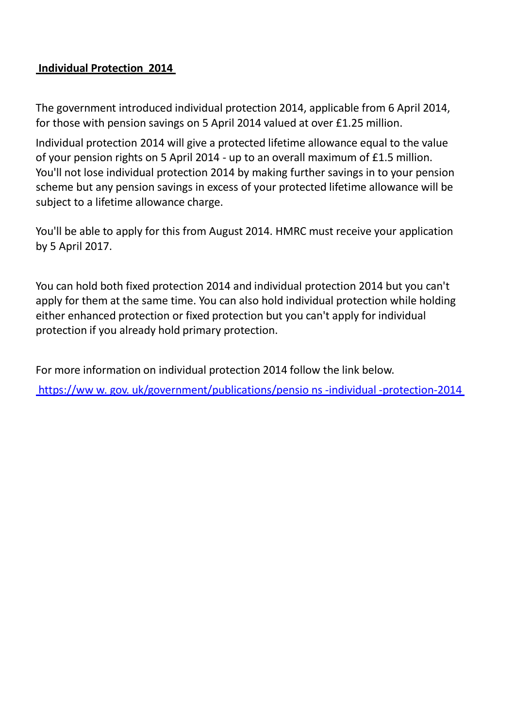**Individual Protection 2014**

The government introduced individual protection 2014, applicable from 6 April 2014, for those with pension savings on 5 April 2014 valued at over £1.25 million.

Individual protection 2014 will give a protected lifetime allowance equal to the value of your pension rights on 5 April 2014 - up to an overall maximum of £1.5 million. You'll not lose individual protection 2014 by making further savings in to your pension scheme but any pension savings in excess of your protected lifetime allowance will be subject to a lifetime allowance charge.

You'll be able to apply for this from August 2014. HMRC must receive your application by 5 April 2017.

You can hold both fixed protection 2014 and individual protection 2014 but you can't apply for them at the same time. You can also hold individual protection while holding either enhanced protection or fixed protection but you can't apply for individual protection if you already hold primary protection.

For more information on individual protection 2014 follow the link below.

https://www.gov.uk/government/publications/pensions-individual-protection-2014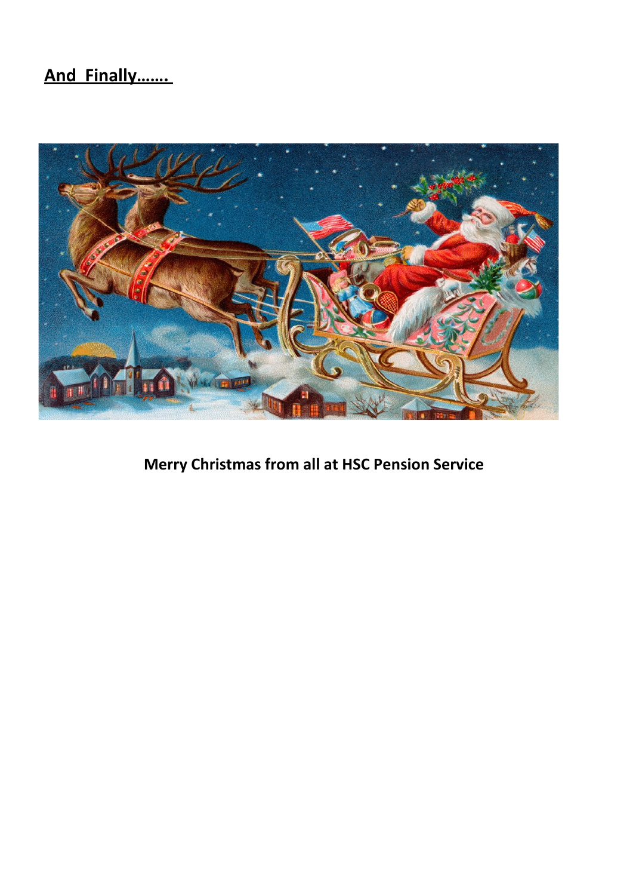**And Finally…….**

**Merry Christmas from all at HSC Pension Service**